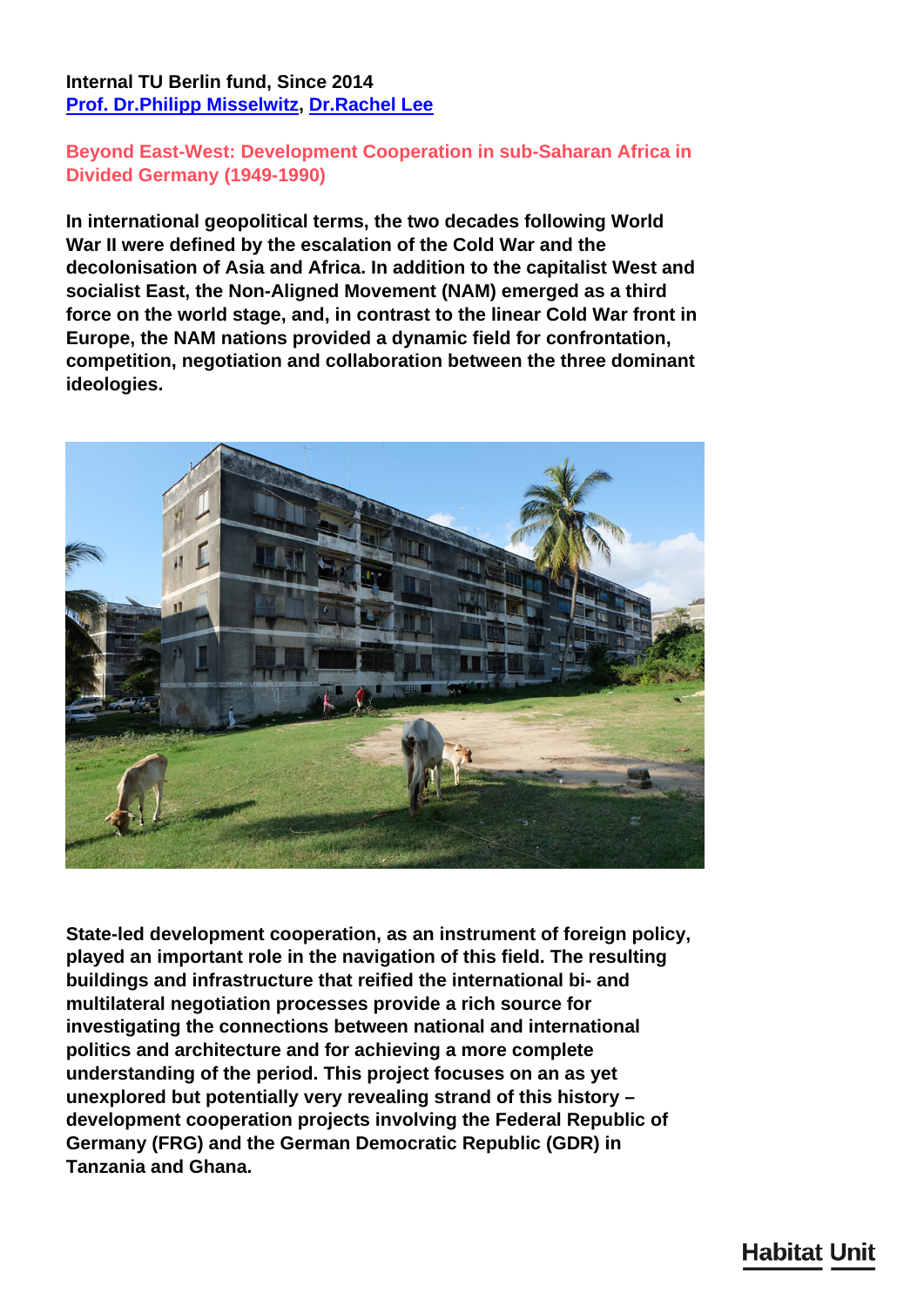**Internal TU Berlin fund, Since 2014**
**[Prof. Dr.Philipp Misselwitz](), [Dr.Rachel Lee]()**

## Beyond East-West: Development Cooperation in sub-Saharan Africa in Divided Germany (1949-1990)

**In international geopolitical terms, the two decades following World War II were defined by the escalation of the Cold War and the decolonisation of Asia and Africa. In addition to the capitalist West and socialist East, the Non-Aligned Movement (NAM) emerged as a third force on the world stage, and, in contrast to the linear Cold War front in Europe, the NAM nations provided a dynamic field for confrontation, competition, negotiation and collaboration between the three dominant ideologies.**

**State-led development cooperation, as an instrument of foreign policy, played an important role in the navigation of this field. The resulting buildings and infrastructure that reified the international bi- and multilateral negotiation processes provide a rich source for investigating the connections between national and international politics and architecture and for achieving a more complete understanding of the period. This project focuses on an as yet unexplored but potentially very revealing strand of this history – development cooperation projects involving the Federal Republic of Germany (FRG) and the German Democratic Republic (GDR) in Tanzania and Ghana.**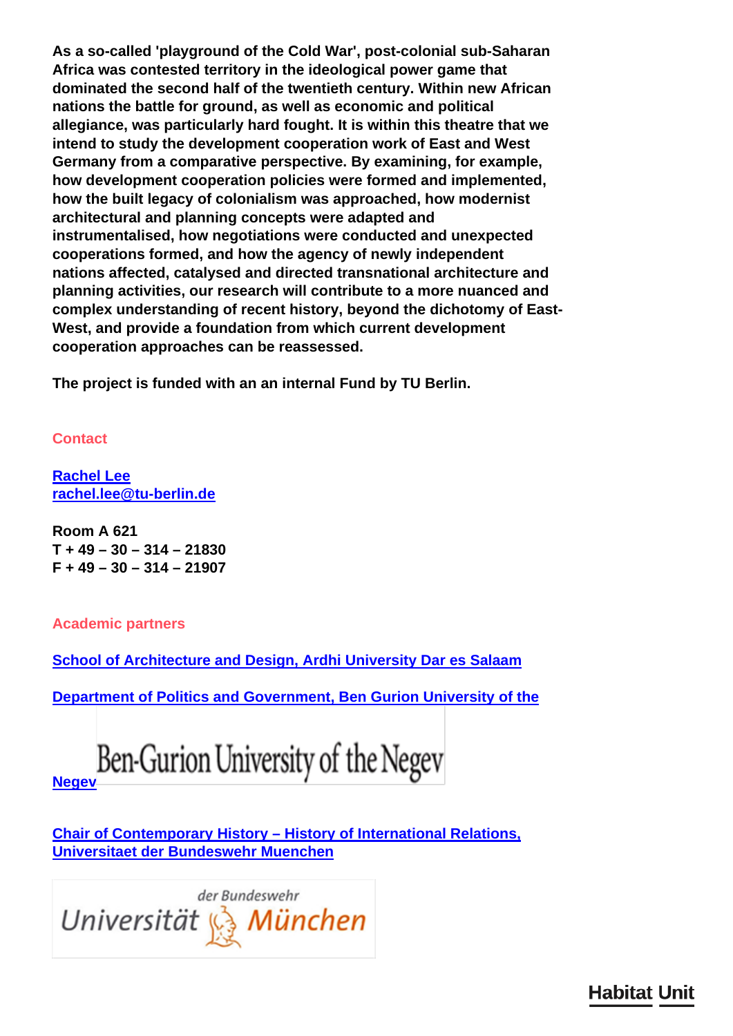**As a so-called 'playground of the Cold War', post-colonial sub-Saharan Africa was contested territory in the ideological power game that dominated the second half of the twentieth century. Within new African nations the battle for ground, as well as economic and political allegiance, was particularly hard fought. It is within this theatre that we intend to study the development cooperation work of East and West Germany from a comparative perspective. By examining, for example, how development cooperation policies were formed and implemented, how the built legacy of colonialism was approached, how modernist architectural and planning concepts were adapted and instrumentalised, how negotiations were conducted and unexpected cooperations formed, and how the agency of newly independent nations affected, catalysed and directed transnational architecture and planning activities, our research will contribute to a more nuanced and complex understanding of recent history, beyond the dichotomy of East-West, and provide a foundation from which current development cooperation approaches can be reassessed.**

**The project is funded with an an internal Fund by TU Berlin.**

## Contact

**Rachel Lee**
**rachel.lee@tu-berlin.de**

**Room A 621**
**T + 49 – 30 – 314 – 21830**
**F + 49 – 30 – 314 – 21907**

## Academic partners

**School of Architecture and Design, Ardhi University Dar es Salaam**

**Department of Politics and Government, Ben Gurion University of the Negev**

**Chair of Contemporary History – History of International Relations, Universitaet der Bundeswehr Muenchen**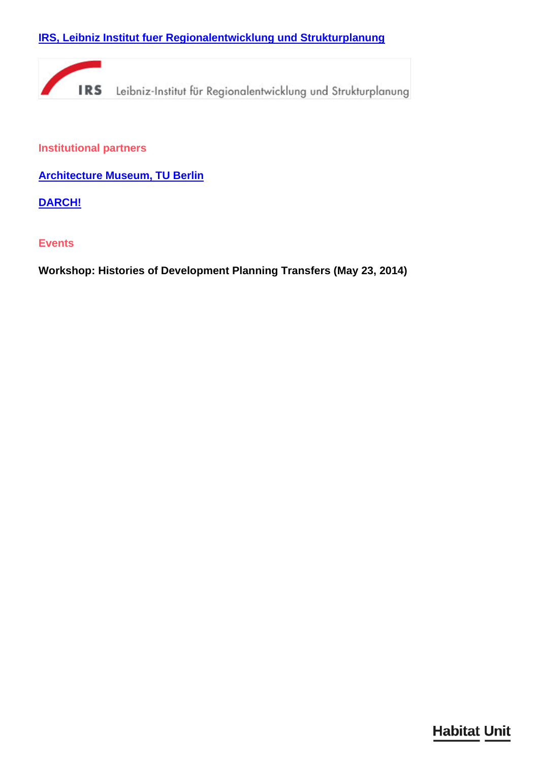IRS, Leibniz Institut fuer Regionalentwicklung und Strukturplanung

IRS Leibniz-Institut für Regionalentwicklung und Strukturplanung

## Institutional partners

Architecture Museum, TU Berlin

DARCH!

## Events

**Workshop: Histories of Development Planning Transfers (May 23, 2014)**